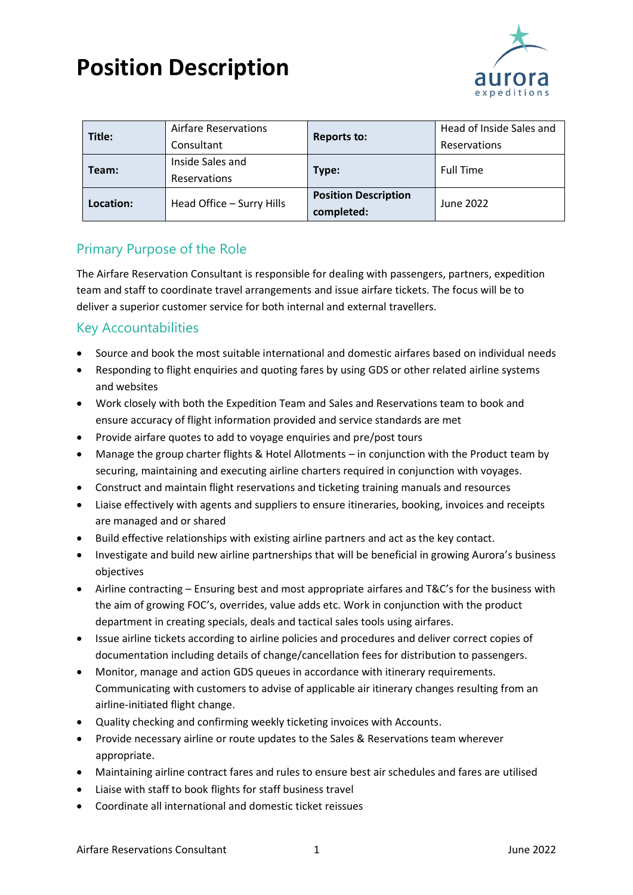# Position Description

| Title: | Airfare Reservations Consultant | Reports to: | Head of Inside Sales and Reservations |
|---|---|---|---|
| Team: | Inside Sales and Reservations | Type: | Full Time |
| Location: | Head Office – Surry Hills | Position Description completed: | June 2022 |

## Primary Purpose of the Role

The Airfare Reservation Consultant is responsible for dealing with passengers, partners, expedition team and staff to coordinate travel arrangements and issue airfare tickets. The focus will be to deliver a superior customer service for both internal and external travellers.

## Key Accountabilities

- Source and book the most suitable international and domestic airfares based on individual needs
- Responding to flight enquiries and quoting fares by using GDS or other related airline systems and websites
- Work closely with both the Expedition Team and Sales and Reservations team to book and ensure accuracy of flight information provided and service standards are met
- Provide airfare quotes to add to voyage enquiries and pre/post tours
- Manage the group charter flights & Hotel Allotments – in conjunction with the Product team by securing, maintaining and executing airline charters required in conjunction with voyages.
- Construct and maintain flight reservations and ticketing training manuals and resources
- Liaise effectively with agents and suppliers to ensure itineraries, booking, invoices and receipts are managed and or shared
- Build effective relationships with existing airline partners and act as the key contact.
- Investigate and build new airline partnerships that will be beneficial in growing Aurora's business objectives
- Airline contracting – Ensuring best and most appropriate airfares and T&C's for the business with the aim of growing FOC's, overrides, value adds etc. Work in conjunction with the product department in creating specials, deals and tactical sales tools using airfares.
- Issue airline tickets according to airline policies and procedures and deliver correct copies of documentation including details of change/cancellation fees for distribution to passengers.
- Monitor, manage and action GDS queues in accordance with itinerary requirements. Communicating with customers to advise of applicable air itinerary changes resulting from an airline-initiated flight change.
- Quality checking and confirming weekly ticketing invoices with Accounts.
- Provide necessary airline or route updates to the Sales & Reservations team wherever appropriate.
- Maintaining airline contract fares and rules to ensure best air schedules and fares are utilised
- Liaise with staff to book flights for staff business travel
- Coordinate all international and domestic ticket reissues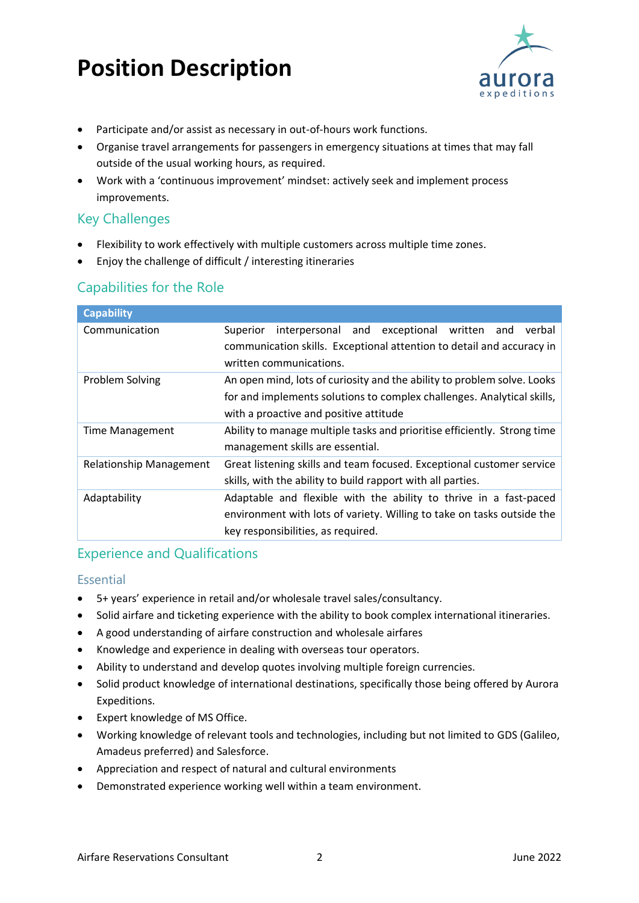- Participate and/or assist as necessary in out-of-hours work functions.
- Organise travel arrangements for passengers in emergency situations at times that may fall outside of the usual working hours, as required.
- Work with a 'continuous improvement' mindset: actively seek and implement process improvements.

## Key Challenges

- Flexibility to work effectively with multiple customers across multiple time zones.
- Enjoy the challenge of difficult / interesting itineraries

## Capabilities for the Role

| Capability | |
|---|---|
| Communication | Superior interpersonal and exceptional written and verbal communication skills. Exceptional attention to detail and accuracy in written communications. |
| Problem Solving | An open mind, lots of curiosity and the ability to problem solve. Looks for and implements solutions to complex challenges. Analytical skills, with a proactive and positive attitude |
| Time Management | Ability to manage multiple tasks and prioritise efficiently. Strong time management skills are essential. |
| Relationship Management | Great listening skills and team focused. Exceptional customer service skills, with the ability to build rapport with all parties. |
| Adaptability | Adaptable and flexible with the ability to thrive in a fast-paced environment with lots of variety. Willing to take on tasks outside the key responsibilities, as required. |

## Experience and Qualifications

### Essential

- 5+ years' experience in retail and/or wholesale travel sales/consultancy.
- Solid airfare and ticketing experience with the ability to book complex international itineraries.
- A good understanding of airfare construction and wholesale airfares
- Knowledge and experience in dealing with overseas tour operators.
- Ability to understand and develop quotes involving multiple foreign currencies.
- Solid product knowledge of international destinations, specifically those being offered by Aurora Expeditions.
- Expert knowledge of MS Office.
- Working knowledge of relevant tools and technologies, including but not limited to GDS (Galileo, Amadeus preferred) and Salesforce.
- Appreciation and respect of natural and cultural environments
- Demonstrated experience working well within a team environment.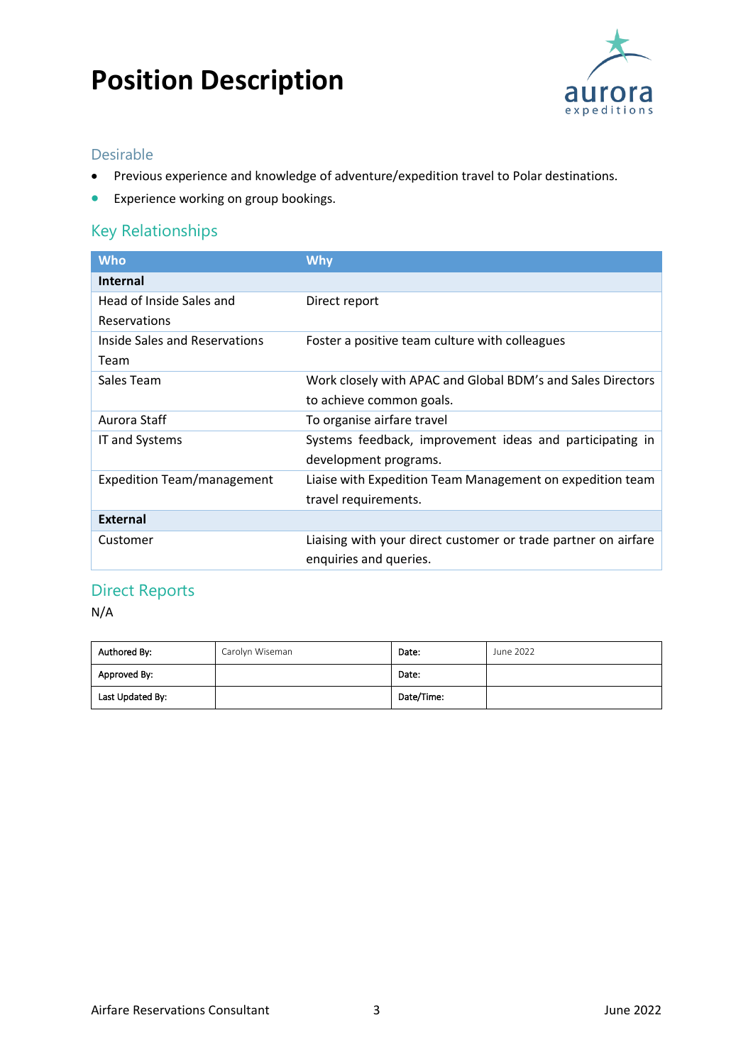# Position Description

## Desirable

- Previous experience and knowledge of adventure/expedition travel to Polar destinations.
- Experience working on group bookings.

## Key Relationships

| Who | Why |
|---|---|
| **Internal** | |
| Head of Inside Sales and Reservations | Direct report |
| Inside Sales and Reservations Team | Foster a positive team culture with colleagues |
| Sales Team | Work closely with APAC and Global BDM's and Sales Directors to achieve common goals. |
| Aurora Staff | To organise airfare travel |
| IT and Systems | Systems feedback, improvement ideas and participating in development programs. |
| Expedition Team/management | Liaise with Expedition Team Management on expedition team travel requirements. |
| **External** | |
| Customer | Liaising with your direct customer or trade partner on airfare enquiries and queries. |

## Direct Reports

N/A

| | | | |
|---|---|---|---|
| Authored By: | Carolyn Wiseman | Date: | June 2022 |
| Approved By: | | Date: | |
| Last Updated By: | | Date/Time: | |